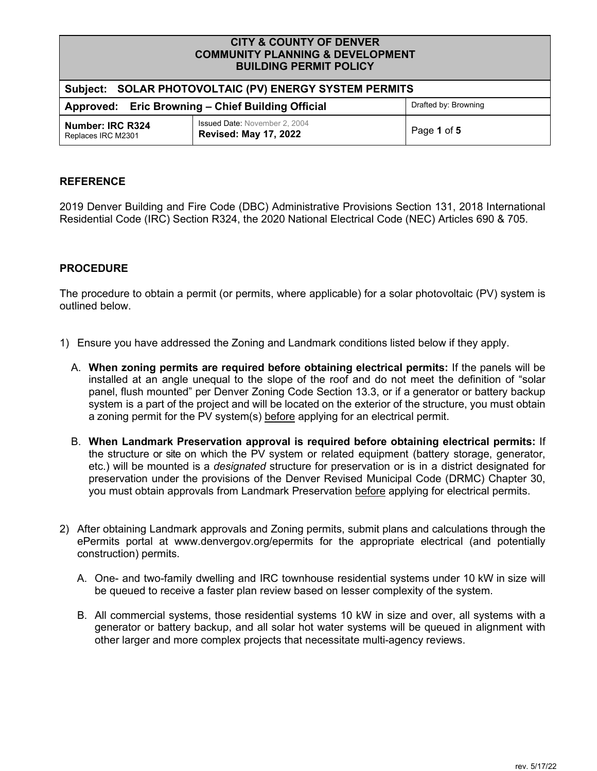| CITY & COUNTY OF DENVER<br>COMMUNITY PLANNING & DEVELOPMENT<br>BUILDING PERMIT POLICY | | |
|---|---|---|
| **Subject: SOLAR PHOTOVOLTAIC (PV) ENERGY SYSTEM PERMITS** | | |
| **Approved: Eric Browning – Chief Building Official** | | Drafted by: Browning |
| **Number: IRC R324**<br>Replaces IRC M2301 | Issued Date: November 2, 2004<br>**Revised: May 17, 2022** | Page **1** of **5** |

## REFERENCE

2019 Denver Building and Fire Code (DBC) Administrative Provisions Section 131, 2018 International Residential Code (IRC) Section R324, the 2020 National Electrical Code (NEC) Articles 690 & 705.

## PROCEDURE

The procedure to obtain a permit (or permits, where applicable) for a solar photovoltaic (PV) system is outlined below.

1) Ensure you have addressed the Zoning and Landmark conditions listed below if they apply.

   A. **When zoning permits are required before obtaining electrical permits:** If the panels will be installed at an angle unequal to the slope of the roof and do not meet the definition of "solar panel, flush mounted" per Denver Zoning Code Section 13.3, or if a generator or battery backup system is a part of the project and will be located on the exterior of the structure, you must obtain a zoning permit for the PV system(s) <u>before</u> applying for an electrical permit.

   B. **When Landmark Preservation approval is required before obtaining electrical permits:** If the structure or site on which the PV system or related equipment (battery storage, generator, etc.) will be mounted is a *designated* structure for preservation or is in a district designated for preservation under the provisions of the Denver Revised Municipal Code (DRMC) Chapter 30, you must obtain approvals from Landmark Preservation <u>before</u> applying for electrical permits.

2) After obtaining Landmark approvals and Zoning permits, submit plans and calculations through the ePermits portal at www.denvergov.org/epermits for the appropriate electrical (and potentially construction) permits.

   A. One- and two-family dwelling and IRC townhouse residential systems under 10 kW in size will be queued to receive a faster plan review based on lesser complexity of the system.

   B. All commercial systems, those residential systems 10 kW in size and over, all systems with a generator or battery backup, and all solar hot water systems will be queued in alignment with other larger and more complex projects that necessitate multi-agency reviews.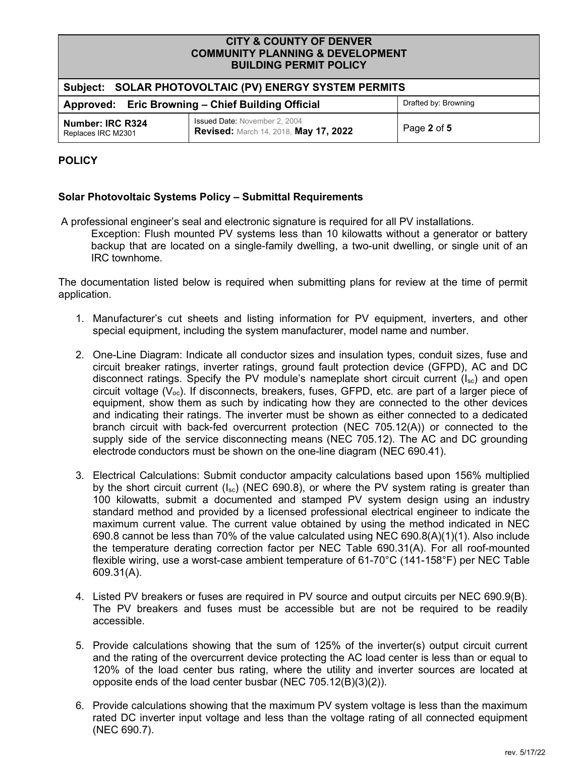## POLICY

### Solar Photovoltaic Systems Policy – Submittal Requirements

A professional engineer's seal and electronic signature is required for all PV installations.

Exception: Flush mounted PV systems less than 10 kilowatts without a generator or battery backup that are located on a single-family dwelling, a two-unit dwelling, or single unit of an IRC townhome.

The documentation listed below is required when submitting plans for review at the time of permit application.

1. Manufacturer's cut sheets and listing information for PV equipment, inverters, and other special equipment, including the system manufacturer, model name and number.

2. One-Line Diagram: Indicate all conductor sizes and insulation types, conduit sizes, fuse and circuit breaker ratings, inverter ratings, ground fault protection device (GFPD), AC and DC disconnect ratings. Specify the PV module's nameplate short circuit current ($I_{sc}$) and open circuit voltage ($V_{oc}$). If disconnects, breakers, fuses, GFPD, etc. are part of a larger piece of equipment, show them as such by indicating how they are connected to the other devices and indicating their ratings. The inverter must be shown as either connected to a dedicated branch circuit with back-fed overcurrent protection (NEC 705.12(A)) or connected to the supply side of the service disconnecting means (NEC 705.12). The AC and DC grounding electrode conductors must be shown on the one-line diagram (NEC 690.41).

3. Electrical Calculations: Submit conductor ampacity calculations based upon 156% multiplied by the short circuit current ($I_{sc}$) (NEC 690.8), or where the PV system rating is greater than 100 kilowatts, submit a documented and stamped PV system design using an industry standard method and provided by a licensed professional electrical engineer to indicate the maximum current value. The current value obtained by using the method indicated in NEC 690.8 cannot be less than 70% of the value calculated using NEC 690.8(A)(1)(1). Also include the temperature derating correction factor per NEC Table 690.31(A). For all roof-mounted flexible wiring, use a worst-case ambient temperature of 61-70°C (141-158°F) per NEC Table 609.31(A).

4. Listed PV breakers or fuses are required in PV source and output circuits per NEC 690.9(B). The PV breakers and fuses must be accessible but are not be required to be readily accessible.

5. Provide calculations showing that the sum of 125% of the inverter(s) output circuit current and the rating of the overcurrent device protecting the AC load center is less than or equal to 120% of the load center bus rating, where the utility and inverter sources are located at opposite ends of the load center busbar (NEC 705.12(B)(3)(2)).

6. Provide calculations showing that the maximum PV system voltage is less than the maximum rated DC inverter input voltage and less than the voltage rating of all connected equipment (NEC 690.7).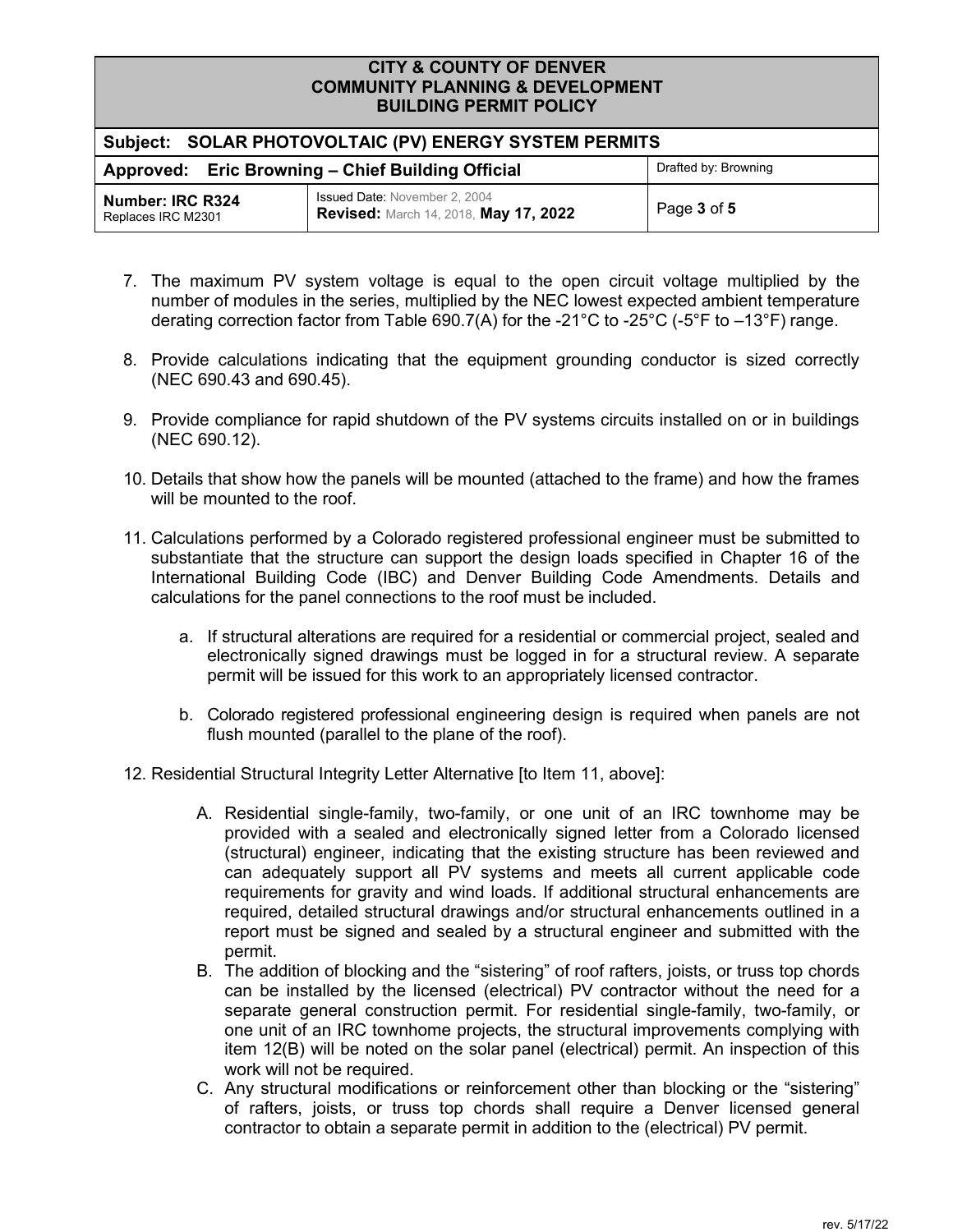7. The maximum PV system voltage is equal to the open circuit voltage multiplied by the number of modules in the series, multiplied by the NEC lowest expected ambient temperature derating correction factor from Table 690.7(A) for the -21°C to -25°C (-5°F to –13°F) range.

8. Provide calculations indicating that the equipment grounding conductor is sized correctly (NEC 690.43 and 690.45).

9. Provide compliance for rapid shutdown of the PV systems circuits installed on or in buildings (NEC 690.12).

10. Details that show how the panels will be mounted (attached to the frame) and how the frames will be mounted to the roof.

11. Calculations performed by a Colorado registered professional engineer must be submitted to substantiate that the structure can support the design loads specified in Chapter 16 of the International Building Code (IBC) and Denver Building Code Amendments. Details and calculations for the panel connections to the roof must be included.

    a. If structural alterations are required for a residential or commercial project, sealed and electronically signed drawings must be logged in for a structural review. A separate permit will be issued for this work to an appropriately licensed contractor.

    b. Colorado registered professional engineering design is required when panels are not flush mounted (parallel to the plane of the roof).

12. Residential Structural Integrity Letter Alternative [to Item 11, above]:

    A. Residential single-family, two-family, or one unit of an IRC townhome may be provided with a sealed and electronically signed letter from a Colorado licensed (structural) engineer, indicating that the existing structure has been reviewed and can adequately support all PV systems and meets all current applicable code requirements for gravity and wind loads. If additional structural enhancements are required, detailed structural drawings and/or structural enhancements outlined in a report must be signed and sealed by a structural engineer and submitted with the permit.
    B. The addition of blocking and the "sistering" of roof rafters, joists, or truss top chords can be installed by the licensed (electrical) PV contractor without the need for a separate general construction permit. For residential single-family, two-family, or one unit of an IRC townhome projects, the structural improvements complying with item 12(B) will be noted on the solar panel (electrical) permit. An inspection of this work will not be required.
    C. Any structural modifications or reinforcement other than blocking or the "sistering" of rafters, joists, or truss top chords shall require a Denver licensed general contractor to obtain a separate permit in addition to the (electrical) PV permit.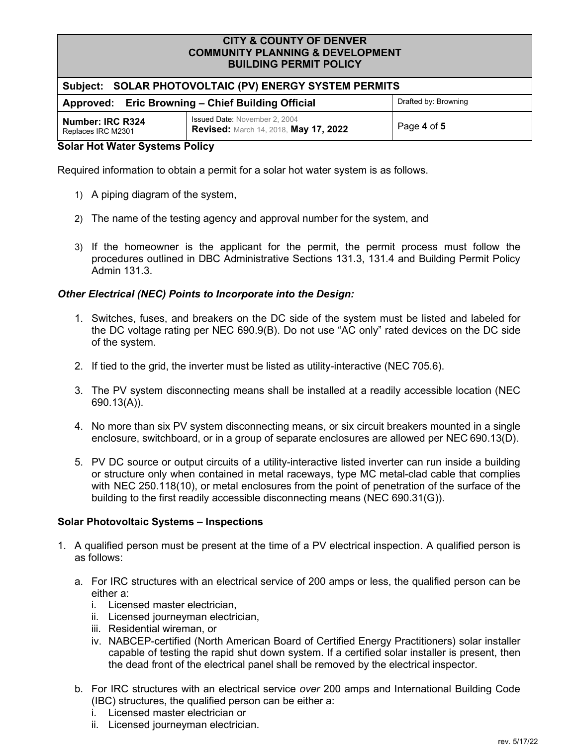## Solar Hot Water Systems Policy

Required information to obtain a permit for a solar hot water system is as follows.

1) A piping diagram of the system,

2) The name of the testing agency and approval number for the system, and

3) If the homeowner is the applicant for the permit, the permit process must follow the procedures outlined in DBC Administrative Sections 131.3, 131.4 and Building Permit Policy Admin 131.3.

### *Other Electrical (NEC) Points to Incorporate into the Design:*

1. Switches, fuses, and breakers on the DC side of the system must be listed and labeled for the DC voltage rating per NEC 690.9(B). Do not use "AC only" rated devices on the DC side of the system.

2. If tied to the grid, the inverter must be listed as utility-interactive (NEC 705.6).

3. The PV system disconnecting means shall be installed at a readily accessible location (NEC 690.13(A)).

4. No more than six PV system disconnecting means, or six circuit breakers mounted in a single enclosure, switchboard, or in a group of separate enclosures are allowed per NEC 690.13(D).

5. PV DC source or output circuits of a utility-interactive listed inverter can run inside a building or structure only when contained in metal raceways, type MC metal-clad cable that complies with NEC 250.118(10), or metal enclosures from the point of penetration of the surface of the building to the first readily accessible disconnecting means (NEC 690.31(G)).

## Solar Photovoltaic Systems – Inspections

1. A qualified person must be present at the time of a PV electrical inspection. A qualified person is as follows:

   a. For IRC structures with an electrical service of 200 amps or less, the qualified person can be either a:
      i. Licensed master electrician,
      ii. Licensed journeyman electrician,
      iii. Residential wireman, or
      iv. NABCEP-certified (North American Board of Certified Energy Practitioners) solar installer capable of testing the rapid shut down system. If a certified solar installer is present, then the dead front of the electrical panel shall be removed by the electrical inspector.

   b. For IRC structures with an electrical service *over* 200 amps and International Building Code (IBC) structures, the qualified person can be either a:
      i. Licensed master electrician or
      ii. Licensed journeyman electrician.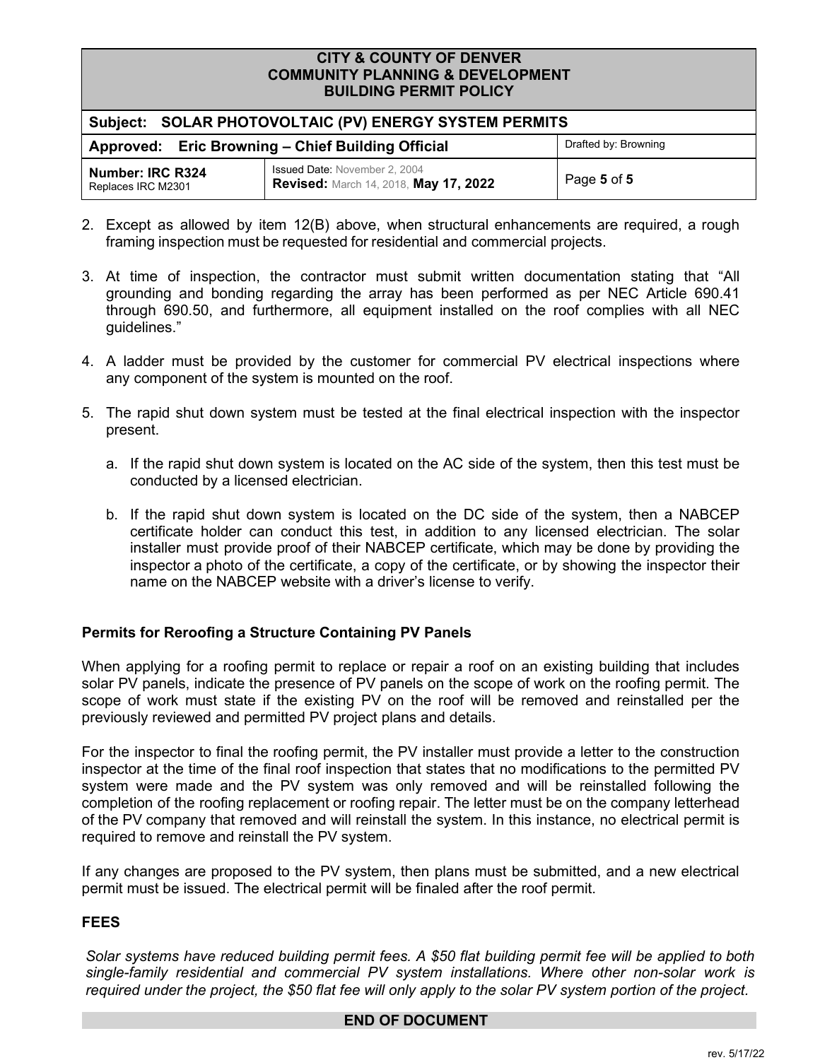2. Except as allowed by item 12(B) above, when structural enhancements are required, a rough framing inspection must be requested for residential and commercial projects.

3. At time of inspection, the contractor must submit written documentation stating that "All grounding and bonding regarding the array has been performed as per NEC Article 690.41 through 690.50, and furthermore, all equipment installed on the roof complies with all NEC guidelines."

4. A ladder must be provided by the customer for commercial PV electrical inspections where any component of the system is mounted on the roof.

5. The rapid shut down system must be tested at the final electrical inspection with the inspector present.

   a. If the rapid shut down system is located on the AC side of the system, then this test must be conducted by a licensed electrician.

   b. If the rapid shut down system is located on the DC side of the system, then a NABCEP certificate holder can conduct this test, in addition to any licensed electrician. The solar installer must provide proof of their NABCEP certificate, which may be done by providing the inspector a photo of the certificate, a copy of the certificate, or by showing the inspector their name on the NABCEP website with a driver's license to verify.

### Permits for Reroofing a Structure Containing PV Panels

When applying for a roofing permit to replace or repair a roof on an existing building that includes solar PV panels, indicate the presence of PV panels on the scope of work on the roofing permit. The scope of work must state if the existing PV on the roof will be removed and reinstalled per the previously reviewed and permitted PV project plans and details.

For the inspector to final the roofing permit, the PV installer must provide a letter to the construction inspector at the time of the final roof inspection that states that no modifications to the permitted PV system were made and the PV system was only removed and will be reinstalled following the completion of the roofing replacement or roofing repair. The letter must be on the company letterhead of the PV company that removed and will reinstall the system. In this instance, no electrical permit is required to remove and reinstall the PV system.

If any changes are proposed to the PV system, then plans must be submitted, and a new electrical permit must be issued. The electrical permit will be finaled after the roof permit.

### FEES

*Solar systems have reduced building permit fees. A $50 flat building permit fee will be applied to both single-family residential and commercial PV system installations. Where other non-solar work is required under the project, the $50 flat fee will only apply to the solar PV system portion of the project.*

**END OF DOCUMENT**